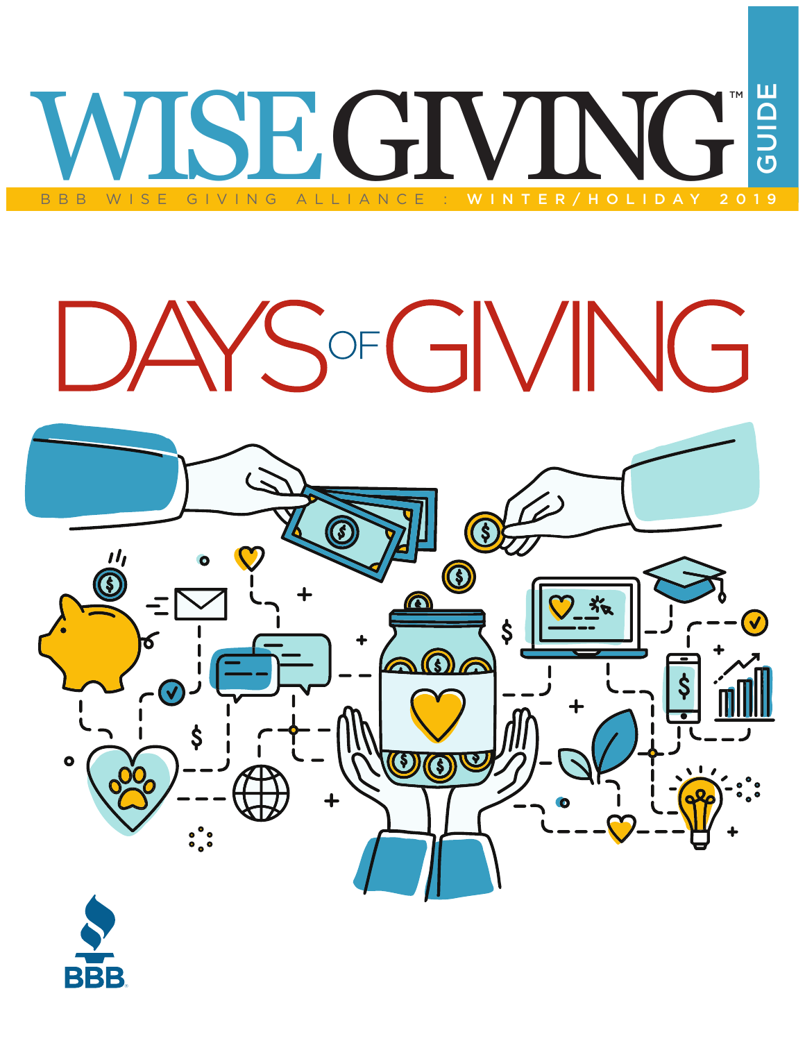# WISE GIVING™ GUIDE

BBB WISE GIVING ALLIANCE : WINTER/HOLIDAY 2019

# DAYS OF GIVING

BBB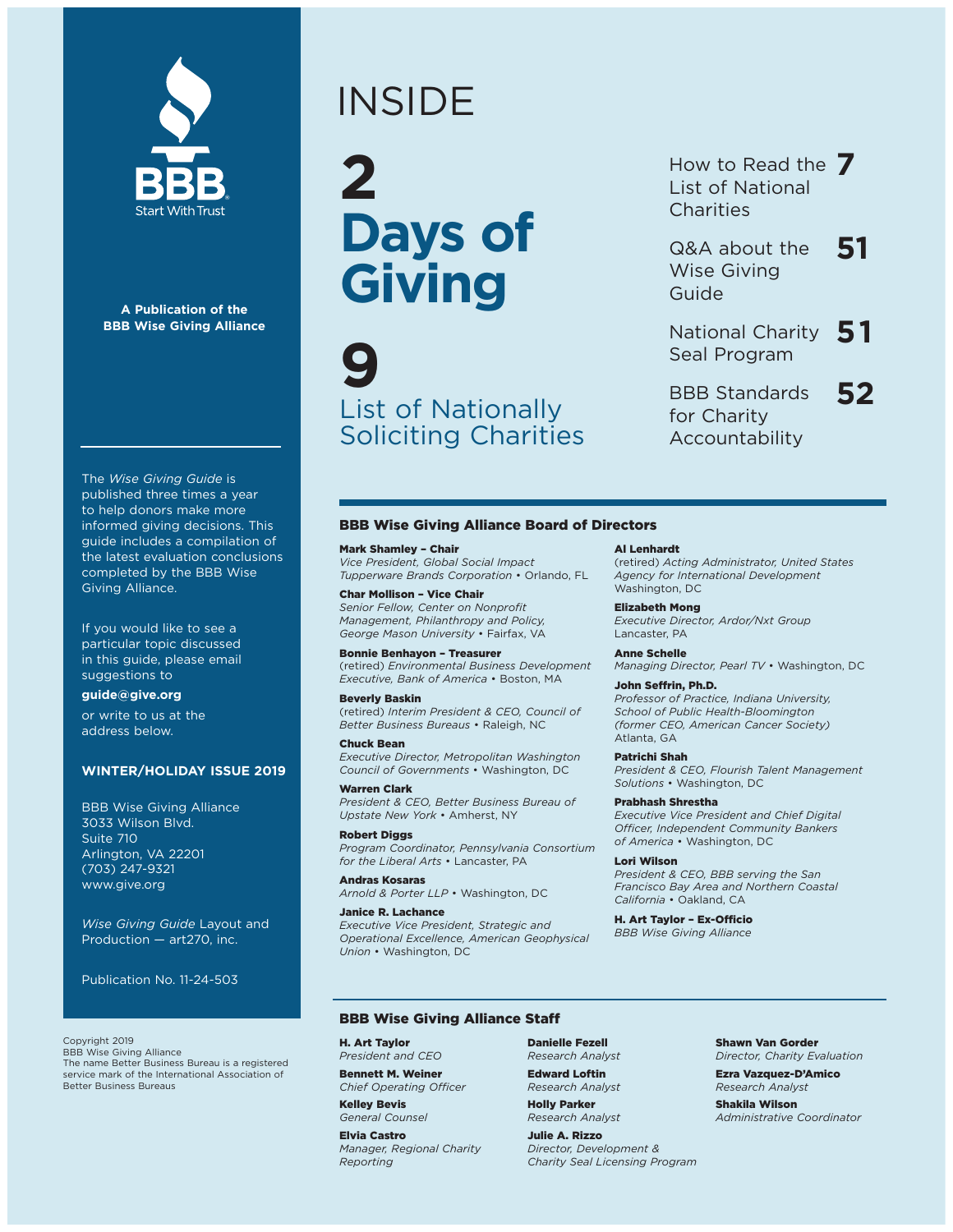BBB Start With Trust

**A Publication of the BBB Wise Giving Alliance**

The *Wise Giving Guide* is published three times a year to help donors make more informed giving decisions. This guide includes a compilation of the latest evaluation conclusions completed by the BBB Wise Giving Alliance.

If you would like to see a particular topic discussed in this guide, please email suggestions to

**guide@give.org**

or write to us at the address below.

**WINTER/HOLIDAY ISSUE 2019**

BBB Wise Giving Alliance
3033 Wilson Blvd.
Suite 710
Arlington, VA 22201
(703) 247-9321
www.give.org

*Wise Giving Guide* Layout and Production — art270, inc.

Publication No. 11-24-503

Copyright 2019
BBB Wise Giving Alliance
The name Better Business Bureau is a registered service mark of the International Association of Better Business Bureaus

# INSIDE

**2** Days of Giving

**9** List of Nationally Soliciting Charities

How to Read the List of National Charities **7**

Q&A about the Wise Giving Guide **51**

National Charity Seal Program **51**

BBB Standards for Charity Accountability **52**

## BBB Wise Giving Alliance Board of Directors

**Mark Shamley – Chair**
*Vice President, Global Social Impact Tupperware Brands Corporation* • Orlando, FL

**Char Mollison – Vice Chair**
*Senior Fellow, Center on Nonprofit Management, Philanthropy and Policy, George Mason University* • Fairfax, VA

**Bonnie Benhayon – Treasurer**
(retired) *Environmental Business Development Executive, Bank of America* • Boston, MA

**Beverly Baskin**
(retired) *Interim President & CEO, Council of Better Business Bureaus* • Raleigh, NC

**Chuck Bean**
*Executive Director, Metropolitan Washington Council of Governments* • Washington, DC

**Warren Clark**
*President & CEO, Better Business Bureau of Upstate New York* • Amherst, NY

**Robert Diggs**
*Program Coordinator, Pennsylvania Consortium for the Liberal Arts* • Lancaster, PA

**Andras Kosaras**
*Arnold & Porter LLP* • Washington, DC

**Janice R. Lachance**
*Executive Vice President, Strategic and Operational Excellence, American Geophysical Union* • Washington, DC

**Al Lenhardt**
(retired) *Acting Administrator, United States Agency for International Development*
Washington, DC

**Elizabeth Mong**
*Executive Director, Ardor/Nxt Group*
Lancaster, PA

**Anne Schelle**
*Managing Director, Pearl TV* • Washington, DC

**John Seffrin, Ph.D.**
*Professor of Practice, Indiana University, School of Public Health-Bloomington (former CEO, American Cancer Society)*
Atlanta, GA

**Patrichi Shah**
*President & CEO, Flourish Talent Management Solutions* • Washington, DC

**Prabhash Shrestha**
*Executive Vice President and Chief Digital Officer, Independent Community Bankers of America* • Washington, DC

**Lori Wilson**
*President & CEO, BBB serving the San Francisco Bay Area and Northern Coastal California* • Oakland, CA

**H. Art Taylor – Ex-Officio**
*BBB Wise Giving Alliance*

## BBB Wise Giving Alliance Staff

**H. Art Taylor**
*President and CEO*

**Bennett M. Weiner**
*Chief Operating Officer*

**Kelley Bevis**
*General Counsel*

**Elvia Castro**
*Manager, Regional Charity Reporting*

**Danielle Fezell**
*Research Analyst*

**Edward Loftin**
*Research Analyst*

**Holly Parker**
*Research Analyst*

**Julie A. Rizzo**
*Director, Development & Charity Seal Licensing Program*

**Shawn Van Gorder**
*Director, Charity Evaluation*

**Ezra Vazquez-D'Amico**
*Research Analyst*

**Shakila Wilson**
*Administrative Coordinator*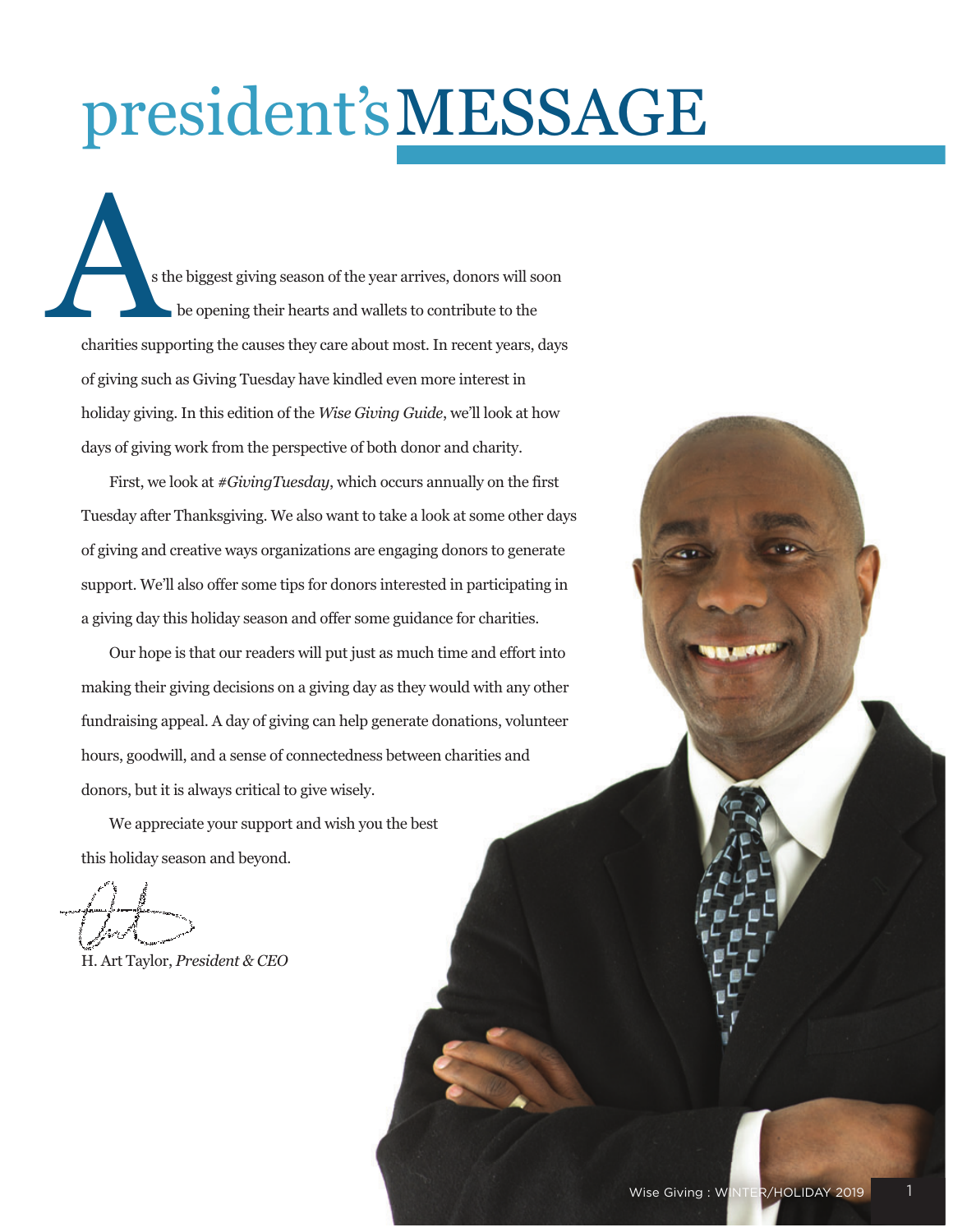# president's MESSAGE

As the biggest giving season of the year arrives, donors will soon be opening their hearts and wallets to contribute to the charities supporting the causes they care about most. In recent years, days of giving such as Giving Tuesday have kindled even more interest in holiday giving. In this edition of the *Wise Giving Guide*, we'll look at how days of giving work from the perspective of both donor and charity.

First, we look at *#GivingTuesday*, which occurs annually on the first Tuesday after Thanksgiving. We also want to take a look at some other days of giving and creative ways organizations are engaging donors to generate support. We'll also offer some tips for donors interested in participating in a giving day this holiday season and offer some guidance for charities.

Our hope is that our readers will put just as much time and effort into making their giving decisions on a giving day as they would with any other fundraising appeal. A day of giving can help generate donations, volunteer hours, goodwill, and a sense of connectedness between charities and donors, but it is always critical to give wisely.

We appreciate your support and wish you the best this holiday season and beyond.

H. Art Taylor, *President & CEO*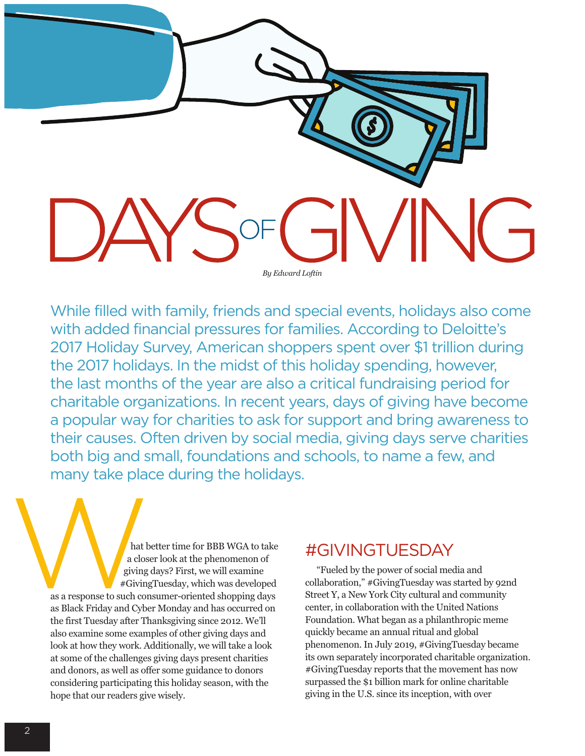# DAYS OF GIVING

*By Edward Loftin*

While filled with family, friends and special events, holidays also come with added financial pressures for families. According to Deloitte's 2017 Holiday Survey, American shoppers spent over $1 trillion during the 2017 holidays. In the midst of this holiday spending, however, the last months of the year are also a critical fundraising period for charitable organizations. In recent years, days of giving have become a popular way for charities to ask for support and bring awareness to their causes. Often driven by social media, giving days serve charities both big and small, foundations and schools, to name a few, and many take place during the holidays.

What better time for BBB WGA to take a closer look at the phenomenon of giving days? First, we will examine #GivingTuesday, which was developed as a response to such consumer-oriented shopping days as Black Friday and Cyber Monday and has occurred on the first Tuesday after Thanksgiving since 2012. We'll also examine some examples of other giving days and look at how they work. Additionally, we will take a look at some of the challenges giving days present charities and donors, as well as offer some guidance to donors considering participating this holiday season, with the hope that our readers give wisely.

## #GIVINGTUESDAY

"Fueled by the power of social media and collaboration," #GivingTuesday was started by 92nd Street Y, a New York City cultural and community center, in collaboration with the United Nations Foundation. What began as a philanthropic meme quickly became an annual ritual and global phenomenon. In July 2019, #GivingTuesday became its own separately incorporated charitable organization. #GivingTuesday reports that the movement has now surpassed the $1 billion mark for online charitable giving in the U.S. since its inception, with over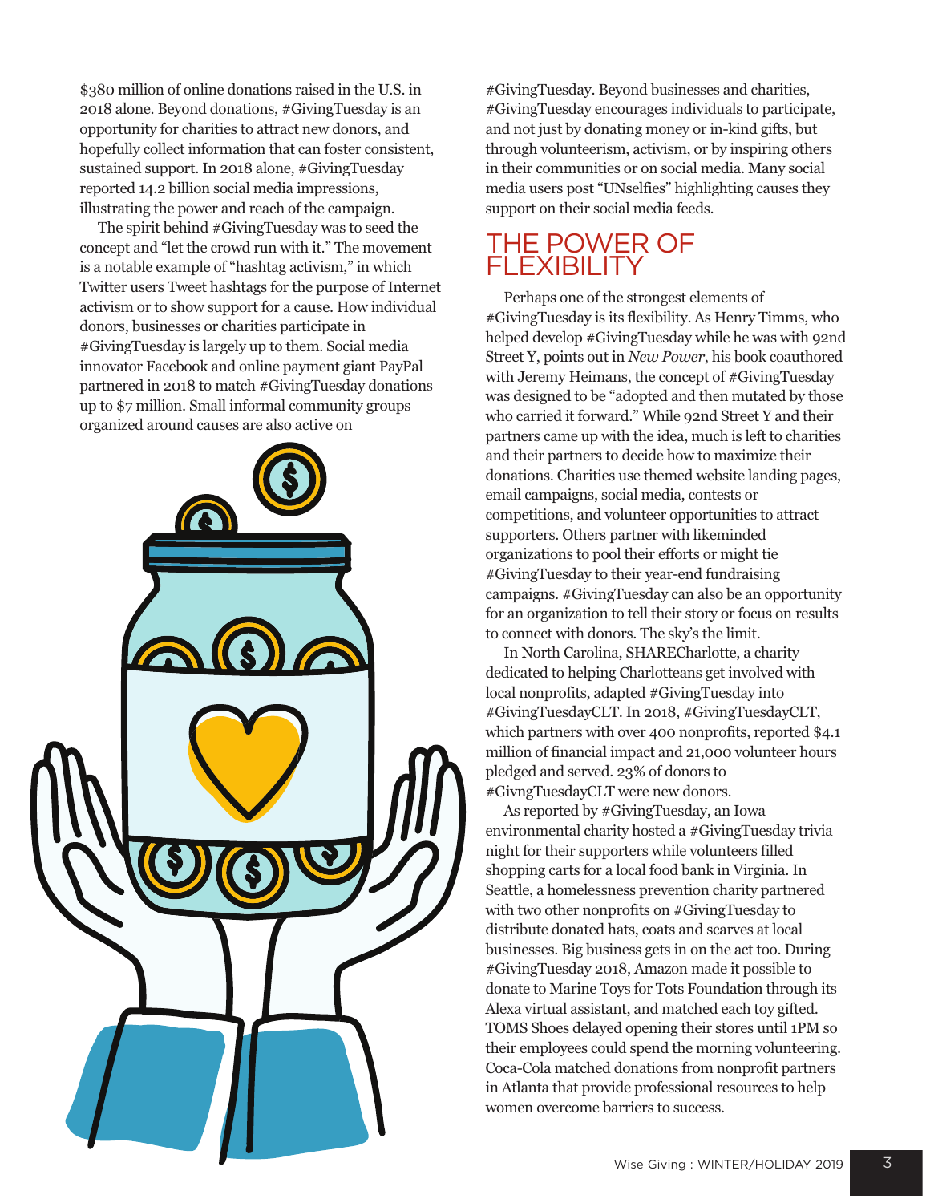$380 million of online donations raised in the U.S. in 2018 alone. Beyond donations, #GivingTuesday is an opportunity for charities to attract new donors, and hopefully collect information that can foster consistent, sustained support. In 2018 alone, #GivingTuesday reported 14.2 billion social media impressions, illustrating the power and reach of the campaign.

The spirit behind #GivingTuesday was to seed the concept and "let the crowd run with it." The movement is a notable example of "hashtag activism," in which Twitter users Tweet hashtags for the purpose of Internet activism or to show support for a cause. How individual donors, businesses or charities participate in #GivingTuesday is largely up to them. Social media innovator Facebook and online payment giant PayPal partnered in 2018 to match #GivingTuesday donations up to $7 million. Small informal community groups organized around causes are also active on #GivingTuesday. Beyond businesses and charities, #GivingTuesday encourages individuals to participate, and not just by donating money or in-kind gifts, but through volunteerism, activism, or by inspiring others in their communities or on social media. Many social media users post "UNselfies" highlighting causes they support on their social media feeds.

## THE POWER OF FLEXIBILITY

Perhaps one of the strongest elements of #GivingTuesday is its flexibility. As Henry Timms, who helped develop #GivingTuesday while he was with 92nd Street Y, points out in *New Power*, his book coauthored with Jeremy Heimans, the concept of #GivingTuesday was designed to be "adopted and then mutated by those who carried it forward." While 92nd Street Y and their partners came up with the idea, much is left to charities and their partners to decide how to maximize their donations. Charities use themed website landing pages, email campaigns, social media, contests or competitions, and volunteer opportunities to attract supporters. Others partner with likeminded organizations to pool their efforts or might tie #GivingTuesday to their year-end fundraising campaigns. #GivingTuesday can also be an opportunity for an organization to tell their story or focus on results to connect with donors. The sky's the limit.

In North Carolina, SHARECharlotte, a charity dedicated to helping Charlotteans get involved with local nonprofits, adapted #GivingTuesday into #GivingTuesdayCLT. In 2018, #GivingTuesdayCLT, which partners with over 400 nonprofits, reported $4.1 million of financial impact and 21,000 volunteer hours pledged and served. 23% of donors to #GivngTuesdayCLT were new donors.

As reported by #GivingTuesday, an Iowa environmental charity hosted a #GivingTuesday trivia night for their supporters while volunteers filled shopping carts for a local food bank in Virginia. In Seattle, a homelessness prevention charity partnered with two other nonprofits on #GivingTuesday to distribute donated hats, coats and scarves at local businesses. Big business gets in on the act too. During #GivingTuesday 2018, Amazon made it possible to donate to Marine Toys for Tots Foundation through its Alexa virtual assistant, and matched each toy gifted. TOMS Shoes delayed opening their stores until 1PM so their employees could spend the morning volunteering. Coca-Cola matched donations from nonprofit partners in Atlanta that provide professional resources to help women overcome barriers to success.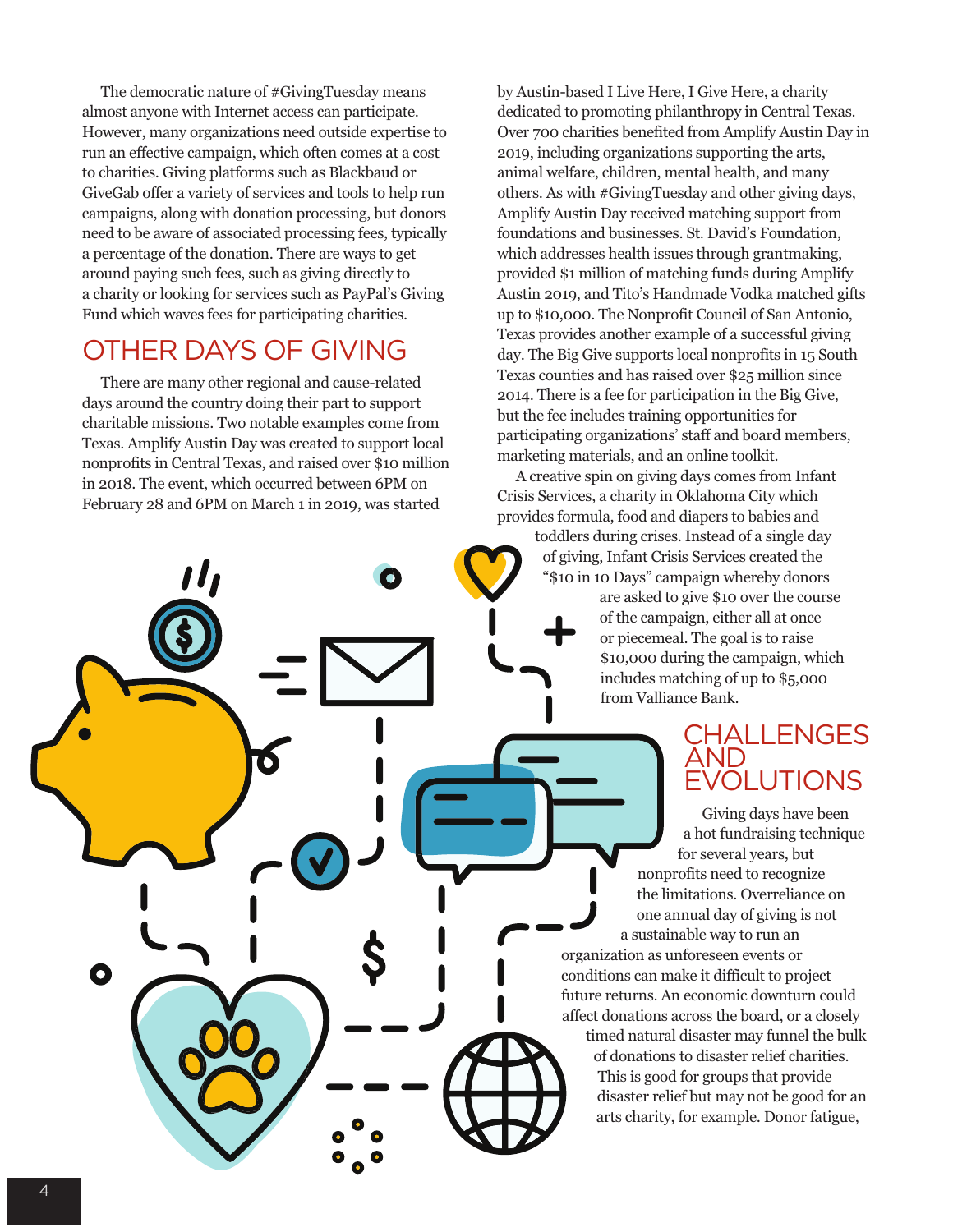The democratic nature of #GivingTuesday means almost anyone with Internet access can participate. However, many organizations need outside expertise to run an effective campaign, which often comes at a cost to charities. Giving platforms such as Blackbaud or GiveGab offer a variety of services and tools to help run campaigns, along with donation processing, but donors need to be aware of associated processing fees, typically a percentage of the donation. There are ways to get around paying such fees, such as giving directly to a charity or looking for services such as PayPal's Giving Fund which waves fees for participating charities.

## OTHER DAYS OF GIVING

There are many other regional and cause-related days around the country doing their part to support charitable missions. Two notable examples come from Texas. Amplify Austin Day was created to support local nonprofits in Central Texas, and raised over $10 million in 2018. The event, which occurred between 6PM on February 28 and 6PM on March 1 in 2019, was started by Austin-based I Live Here, I Give Here, a charity dedicated to promoting philanthropy in Central Texas. Over 700 charities benefited from Amplify Austin Day in 2019, including organizations supporting the arts, animal welfare, children, mental health, and many others. As with #GivingTuesday and other giving days, Amplify Austin Day received matching support from foundations and businesses. St. David's Foundation, which addresses health issues through grantmaking, provided $1 million of matching funds during Amplify Austin 2019, and Tito's Handmade Vodka matched gifts up to $10,000. The Nonprofit Council of San Antonio, Texas provides another example of a successful giving day. The Big Give supports local nonprofits in 15 South Texas counties and has raised over $25 million since 2014. There is a fee for participation in the Big Give, but the fee includes training opportunities for participating organizations' staff and board members, marketing materials, and an online toolkit.

A creative spin on giving days comes from Infant Crisis Services, a charity in Oklahoma City which provides formula, food and diapers to babies and toddlers during crises. Instead of a single day of giving, Infant Crisis Services created the "$10 in 10 Days" campaign whereby donors are asked to give $10 over the course of the campaign, either all at once or piecemeal. The goal is to raise $10,000 during the campaign, which includes matching of up to $5,000 from Valliance Bank.

## CHALLENGES AND EVOLUTIONS

Giving days have been a hot fundraising technique for several years, but nonprofits need to recognize the limitations. Overreliance on one annual day of giving is not a sustainable way to run an organization as unforeseen events or conditions can make it difficult to project future returns. An economic downturn could affect donations across the board, or a closely timed natural disaster may funnel the bulk of donations to disaster relief charities. This is good for groups that provide disaster relief but may not be good for an arts charity, for example. Donor fatigue,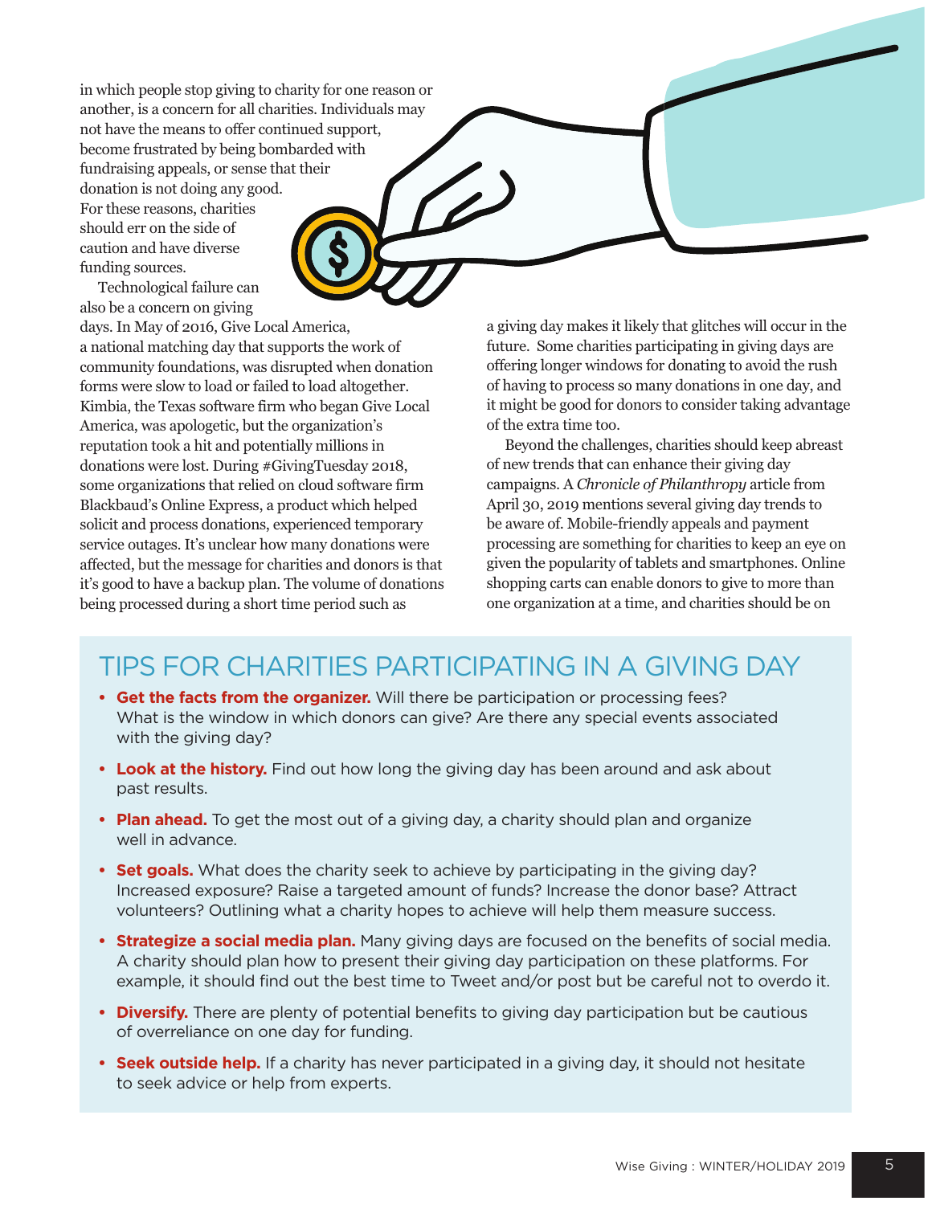in which people stop giving to charity for one reason or another, is a concern for all charities. Individuals may not have the means to offer continued support, become frustrated by being bombarded with fundraising appeals, or sense that their donation is not doing any good. For these reasons, charities should err on the side of caution and have diverse funding sources.

Technological failure can also be a concern on giving days. In May of 2016, Give Local America, a national matching day that supports the work of community foundations, was disrupted when donation forms were slow to load or failed to load altogether. Kimbia, the Texas software firm who began Give Local America, was apologetic, but the organization's reputation took a hit and potentially millions in donations were lost. During #GivingTuesday 2018, some organizations that relied on cloud software firm Blackbaud's Online Express, a product which helped solicit and process donations, experienced temporary service outages. It's unclear how many donations were affected, but the message for charities and donors is that it's good to have a backup plan. The volume of donations being processed during a short time period such as a giving day makes it likely that glitches will occur in the future. Some charities participating in giving days are offering longer windows for donating to avoid the rush of having to process so many donations in one day, and it might be good for donors to consider taking advantage of the extra time too.

Beyond the challenges, charities should keep abreast of new trends that can enhance their giving day campaigns. A *Chronicle of Philanthropy* article from April 30, 2019 mentions several giving day trends to be aware of. Mobile-friendly appeals and payment processing are something for charities to keep an eye on given the popularity of tablets and smartphones. Online shopping carts can enable donors to give to more than one organization at a time, and charities should be on

## TIPS FOR CHARITIES PARTICIPATING IN A GIVING DAY

- **Get the facts from the organizer.** Will there be participation or processing fees? What is the window in which donors can give? Are there any special events associated with the giving day?
- **Look at the history.** Find out how long the giving day has been around and ask about past results.
- **Plan ahead.** To get the most out of a giving day, a charity should plan and organize well in advance.
- **Set goals.** What does the charity seek to achieve by participating in the giving day? Increased exposure? Raise a targeted amount of funds? Increase the donor base? Attract volunteers? Outlining what a charity hopes to achieve will help them measure success.
- **Strategize a social media plan.** Many giving days are focused on the benefits of social media. A charity should plan how to present their giving day participation on these platforms. For example, it should find out the best time to Tweet and/or post but be careful not to overdo it.
- **Diversify.** There are plenty of potential benefits to giving day participation but be cautious of overreliance on one day for funding.
- **Seek outside help.** If a charity has never participated in a giving day, it should not hesitate to seek advice or help from experts.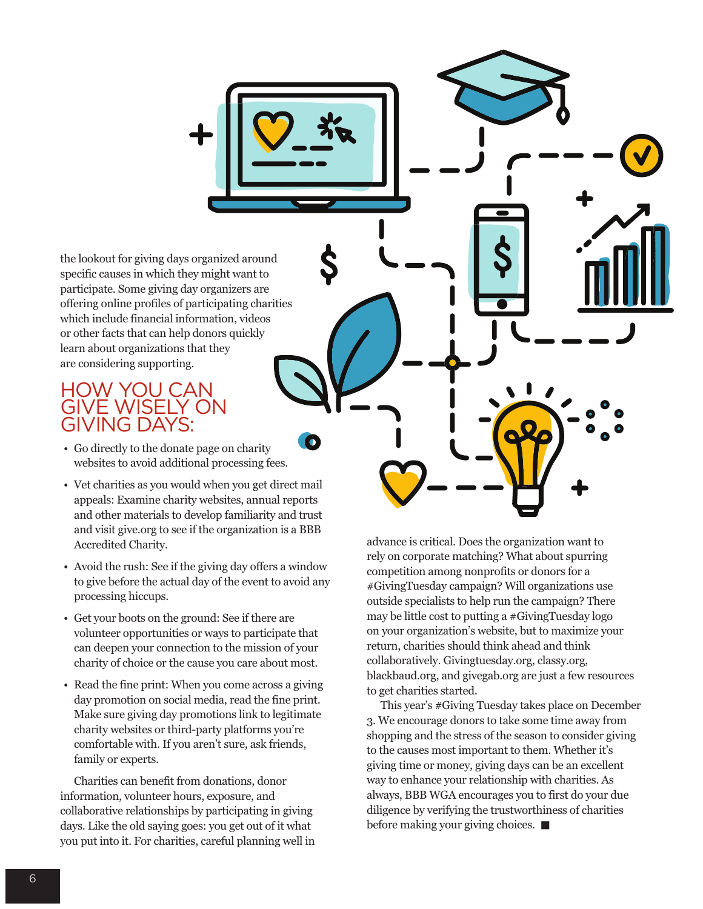the lookout for giving days organized around specific causes in which they might want to participate. Some giving day organizers are offering online profiles of participating charities which include financial information, videos or other facts that can help donors quickly learn about organizations that they are considering supporting.

## HOW YOU CAN GIVE WISELY ON GIVING DAYS:

- Go directly to the donate page on charity websites to avoid additional processing fees.
- Vet charities as you would when you get direct mail appeals: Examine charity websites, annual reports and other materials to develop familiarity and trust and visit give.org to see if the organization is a BBB Accredited Charity.
- Avoid the rush: See if the giving day offers a window to give before the actual day of the event to avoid any processing hiccups.
- Get your boots on the ground: See if there are volunteer opportunities or ways to participate that can deepen your connection to the mission of your charity of choice or the cause you care about most.
- Read the fine print: When you come across a giving day promotion on social media, read the fine print. Make sure giving day promotions link to legitimate charity websites or third-party platforms you're comfortable with. If you aren't sure, ask friends, family or experts.

Charities can benefit from donations, donor information, volunteer hours, exposure, and collaborative relationships by participating in giving days. Like the old saying goes: you get out of it what you put into it. For charities, careful planning well in advance is critical. Does the organization want to rely on corporate matching? What about spurring competition among nonprofits or donors for a #GivingTuesday campaign? Will organizations use outside specialists to help run the campaign? There may be little cost to putting a #GivingTuesday logo on your organization's website, but to maximize your return, charities should think ahead and think collaboratively. Givingtuesday.org, classy.org, blackbaud.org, and givegab.org are just a few resources to get charities started.

This year's #Giving Tuesday takes place on December 3. We encourage donors to take some time away from shopping and the stress of the season to consider giving to the causes most important to them. Whether it's giving time or money, giving days can be an excellent way to enhance your relationship with charities. As always, BBB WGA encourages you to first do your due diligence by verifying the trustworthiness of charities before making your giving choices. ■